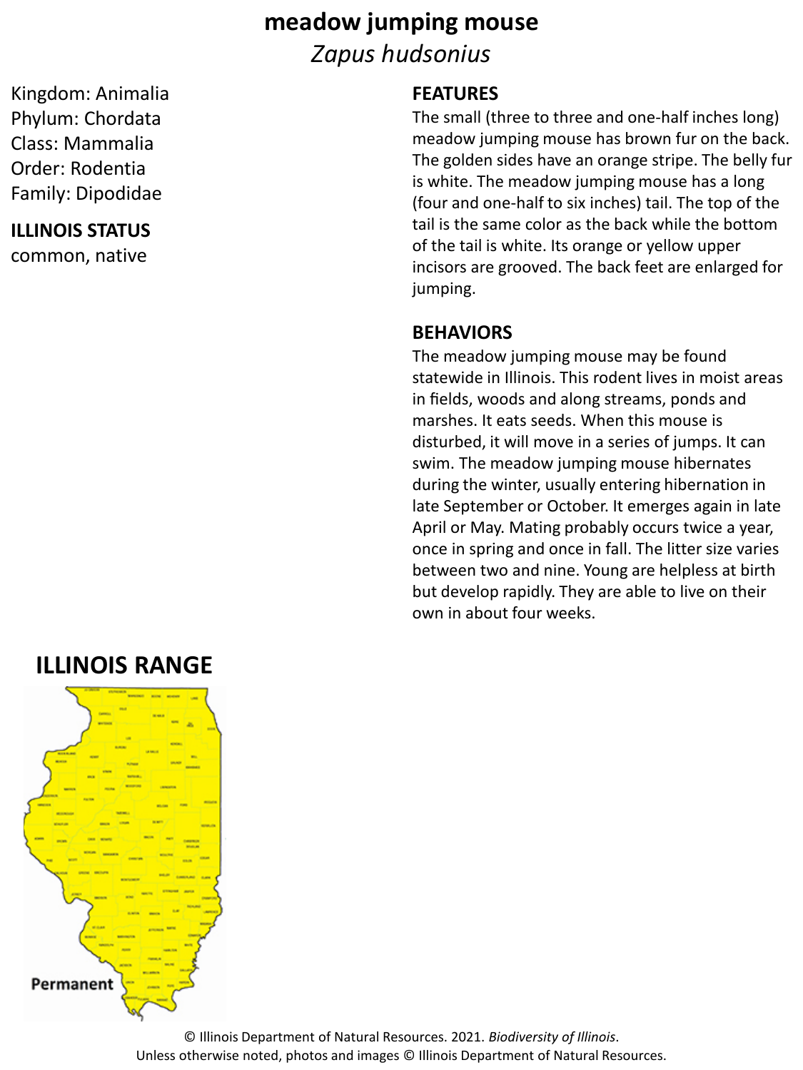# meadow jumping mouse

*Zapus hudsonius*

Kingdom: Animalia
Phylum: Chordata
Class: Mammalia
Order: Rodentia
Family: Dipodidae

## ILLINOIS STATUS

common, native

## FEATURES

The small (three to three and one-half inches long) meadow jumping mouse has brown fur on the back. The golden sides have an orange stripe. The belly fur is white. The meadow jumping mouse has a long (four and one-half to six inches) tail. The top of the tail is the same color as the back while the bottom of the tail is white. Its orange or yellow upper incisors are grooved. The back feet are enlarged for jumping.

## BEHAVIORS

The meadow jumping mouse may be found statewide in Illinois. This rodent lives in moist areas in fields, woods and along streams, ponds and marshes. It eats seeds. When this mouse is disturbed, it will move in a series of jumps. It can swim. The meadow jumping mouse hibernates during the winter, usually entering hibernation in late September or October. It emerges again in late April or May. Mating probably occurs twice a year, once in spring and once in fall. The litter size varies between two and nine. Young are helpless at birth but develop rapidly. They are able to live on their own in about four weeks.

## ILLINOIS RANGE

Permanent

© Illinois Department of Natural Resources. 2021. *Biodiversity of Illinois*.
Unless otherwise noted, photos and images © Illinois Department of Natural Resources.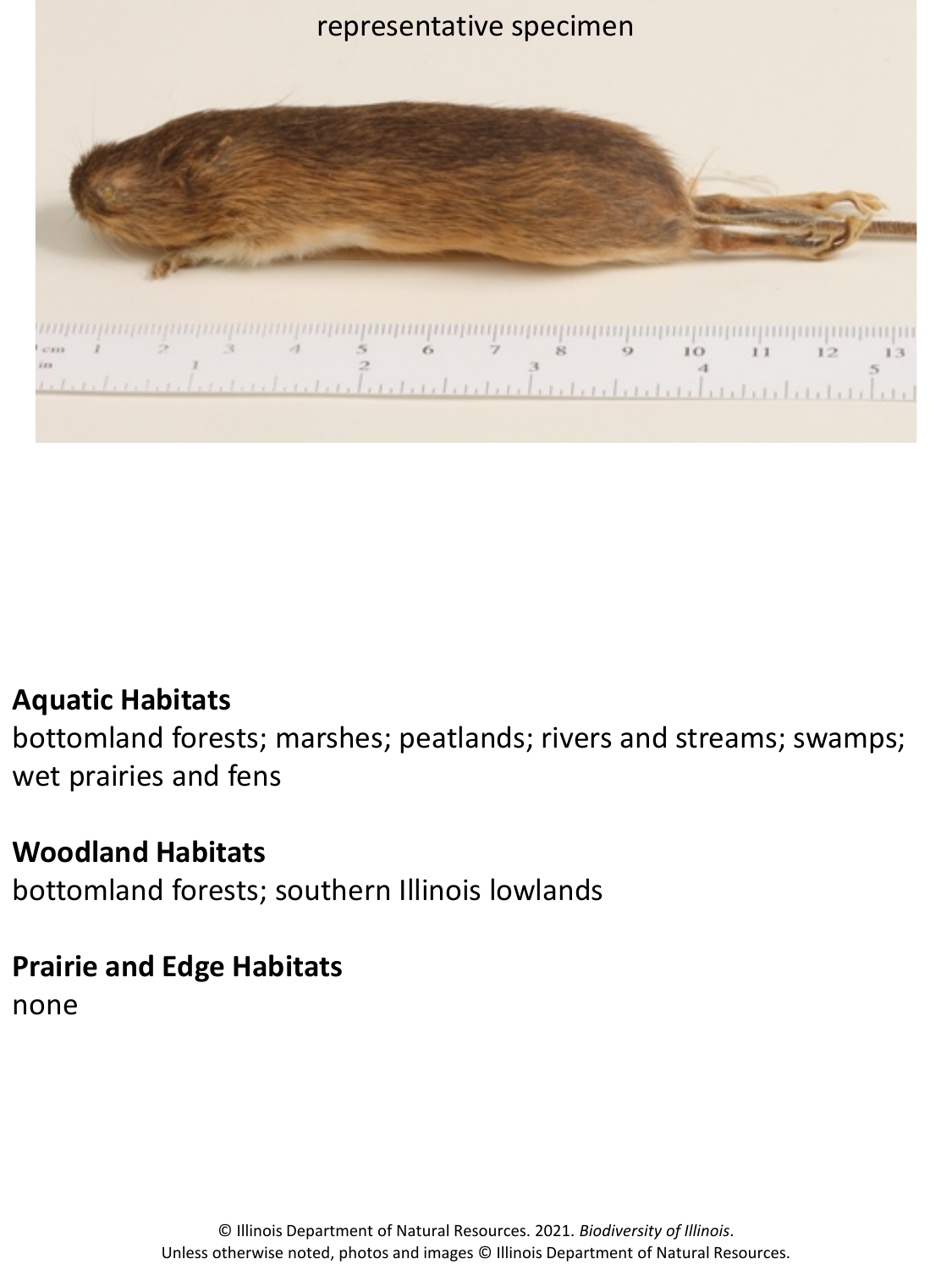representative specimen

**Aquatic Habitats**
bottomland forests; marshes; peatlands; rivers and streams; swamps; wet prairies and fens

**Woodland Habitats**
bottomland forests; southern Illinois lowlands

**Prairie and Edge Habitats**
none

© Illinois Department of Natural Resources. 2021. *Biodiversity of Illinois*.
Unless otherwise noted, photos and images © Illinois Department of Natural Resources.